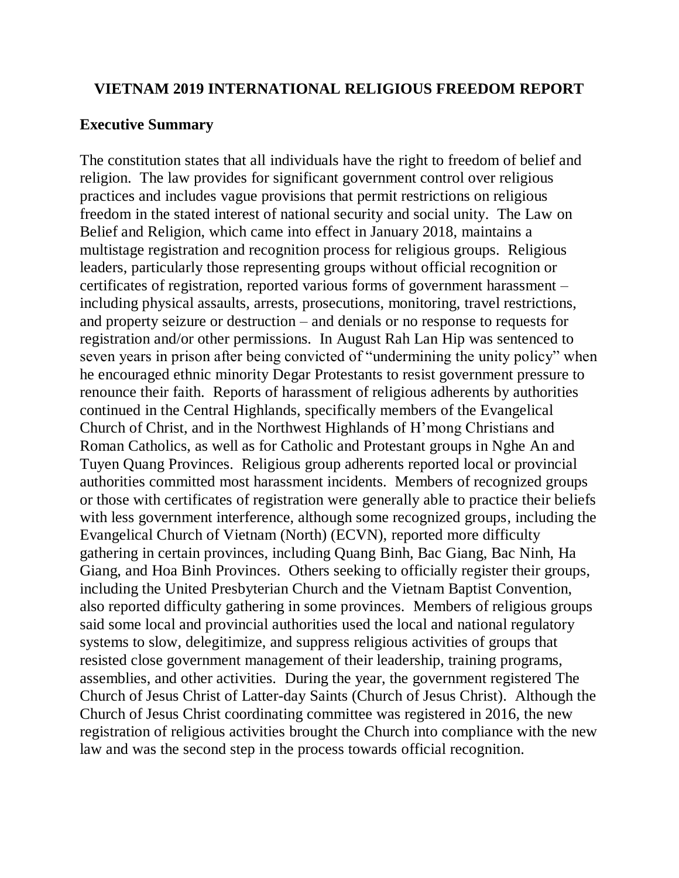# VIETNAM 2019 INTERNATIONAL RELIGIOUS FREEDOM REPORT

## Executive Summary

The constitution states that all individuals have the right to freedom of belief and religion. The law provides for significant government control over religious practices and includes vague provisions that permit restrictions on religious freedom in the stated interest of national security and social unity. The Law on Belief and Religion, which came into effect in January 2018, maintains a multistage registration and recognition process for religious groups. Religious leaders, particularly those representing groups without official recognition or certificates of registration, reported various forms of government harassment – including physical assaults, arrests, prosecutions, monitoring, travel restrictions, and property seizure or destruction – and denials or no response to requests for registration and/or other permissions. In August Rah Lan Hip was sentenced to seven years in prison after being convicted of "undermining the unity policy" when he encouraged ethnic minority Degar Protestants to resist government pressure to renounce their faith. Reports of harassment of religious adherents by authorities continued in the Central Highlands, specifically members of the Evangelical Church of Christ, and in the Northwest Highlands of H'mong Christians and Roman Catholics, as well as for Catholic and Protestant groups in Nghe An and Tuyen Quang Provinces. Religious group adherents reported local or provincial authorities committed most harassment incidents. Members of recognized groups or those with certificates of registration were generally able to practice their beliefs with less government interference, although some recognized groups, including the Evangelical Church of Vietnam (North) (ECVN), reported more difficulty gathering in certain provinces, including Quang Binh, Bac Giang, Bac Ninh, Ha Giang, and Hoa Binh Provinces. Others seeking to officially register their groups, including the United Presbyterian Church and the Vietnam Baptist Convention, also reported difficulty gathering in some provinces. Members of religious groups said some local and provincial authorities used the local and national regulatory systems to slow, delegitimize, and suppress religious activities of groups that resisted close government management of their leadership, training programs, assemblies, and other activities. During the year, the government registered The Church of Jesus Christ of Latter-day Saints (Church of Jesus Christ). Although the Church of Jesus Christ coordinating committee was registered in 2016, the new registration of religious activities brought the Church into compliance with the new law and was the second step in the process towards official recognition.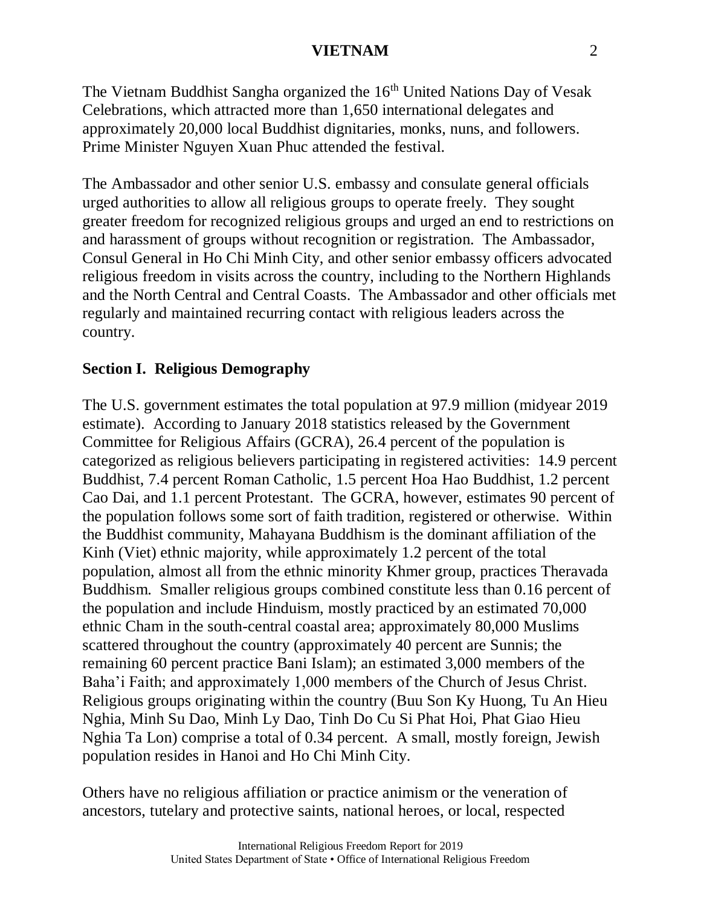The Vietnam Buddhist Sangha organized the 16th United Nations Day of Vesak Celebrations, which attracted more than 1,650 international delegates and approximately 20,000 local Buddhist dignitaries, monks, nuns, and followers. Prime Minister Nguyen Xuan Phuc attended the festival.

The Ambassador and other senior U.S. embassy and consulate general officials urged authorities to allow all religious groups to operate freely. They sought greater freedom for recognized religious groups and urged an end to restrictions on and harassment of groups without recognition or registration. The Ambassador, Consul General in Ho Chi Minh City, and other senior embassy officers advocated religious freedom in visits across the country, including to the Northern Highlands and the North Central and Central Coasts. The Ambassador and other officials met regularly and maintained recurring contact with religious leaders across the country.

## Section I. Religious Demography

The U.S. government estimates the total population at 97.9 million (midyear 2019 estimate). According to January 2018 statistics released by the Government Committee for Religious Affairs (GCRA), 26.4 percent of the population is categorized as religious believers participating in registered activities: 14.9 percent Buddhist, 7.4 percent Roman Catholic, 1.5 percent Hoa Hao Buddhist, 1.2 percent Cao Dai, and 1.1 percent Protestant. The GCRA, however, estimates 90 percent of the population follows some sort of faith tradition, registered or otherwise. Within the Buddhist community, Mahayana Buddhism is the dominant affiliation of the Kinh (Viet) ethnic majority, while approximately 1.2 percent of the total population, almost all from the ethnic minority Khmer group, practices Theravada Buddhism. Smaller religious groups combined constitute less than 0.16 percent of the population and include Hinduism, mostly practiced by an estimated 70,000 ethnic Cham in the south-central coastal area; approximately 80,000 Muslims scattered throughout the country (approximately 40 percent are Sunnis; the remaining 60 percent practice Bani Islam); an estimated 3,000 members of the Baha'i Faith; and approximately 1,000 members of the Church of Jesus Christ. Religious groups originating within the country (Buu Son Ky Huong, Tu An Hieu Nghia, Minh Su Dao, Minh Ly Dao, Tinh Do Cu Si Phat Hoi, Phat Giao Hieu Nghia Ta Lon) comprise a total of 0.34 percent. A small, mostly foreign, Jewish population resides in Hanoi and Ho Chi Minh City.

Others have no religious affiliation or practice animism or the veneration of ancestors, tutelary and protective saints, national heroes, or local, respected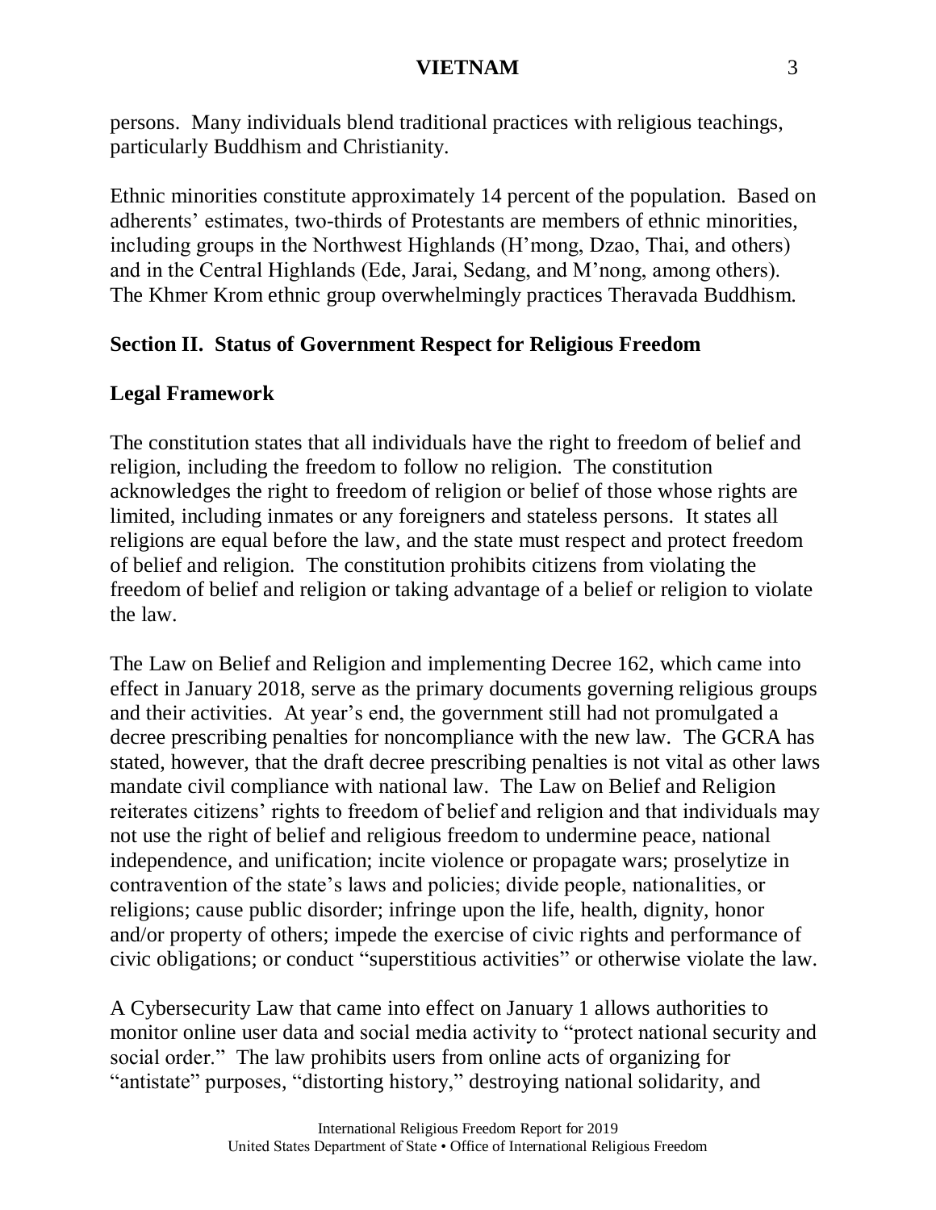persons. Many individuals blend traditional practices with religious teachings, particularly Buddhism and Christianity.

Ethnic minorities constitute approximately 14 percent of the population. Based on adherents' estimates, two-thirds of Protestants are members of ethnic minorities, including groups in the Northwest Highlands (H'mong, Dzao, Thai, and others) and in the Central Highlands (Ede, Jarai, Sedang, and M'nong, among others). The Khmer Krom ethnic group overwhelmingly practices Theravada Buddhism.

## Section II. Status of Government Respect for Religious Freedom

### Legal Framework

The constitution states that all individuals have the right to freedom of belief and religion, including the freedom to follow no religion. The constitution acknowledges the right to freedom of religion or belief of those whose rights are limited, including inmates or any foreigners and stateless persons. It states all religions are equal before the law, and the state must respect and protect freedom of belief and religion. The constitution prohibits citizens from violating the freedom of belief and religion or taking advantage of a belief or religion to violate the law.

The Law on Belief and Religion and implementing Decree 162, which came into effect in January 2018, serve as the primary documents governing religious groups and their activities. At year's end, the government still had not promulgated a decree prescribing penalties for noncompliance with the new law. The GCRA has stated, however, that the draft decree prescribing penalties is not vital as other laws mandate civil compliance with national law. The Law on Belief and Religion reiterates citizens' rights to freedom of belief and religion and that individuals may not use the right of belief and religious freedom to undermine peace, national independence, and unification; incite violence or propagate wars; proselytize in contravention of the state's laws and policies; divide people, nationalities, or religions; cause public disorder; infringe upon the life, health, dignity, honor and/or property of others; impede the exercise of civic rights and performance of civic obligations; or conduct "superstitious activities" or otherwise violate the law.

A Cybersecurity Law that came into effect on January 1 allows authorities to monitor online user data and social media activity to "protect national security and social order." The law prohibits users from online acts of organizing for "antistate" purposes, "distorting history," destroying national solidarity, and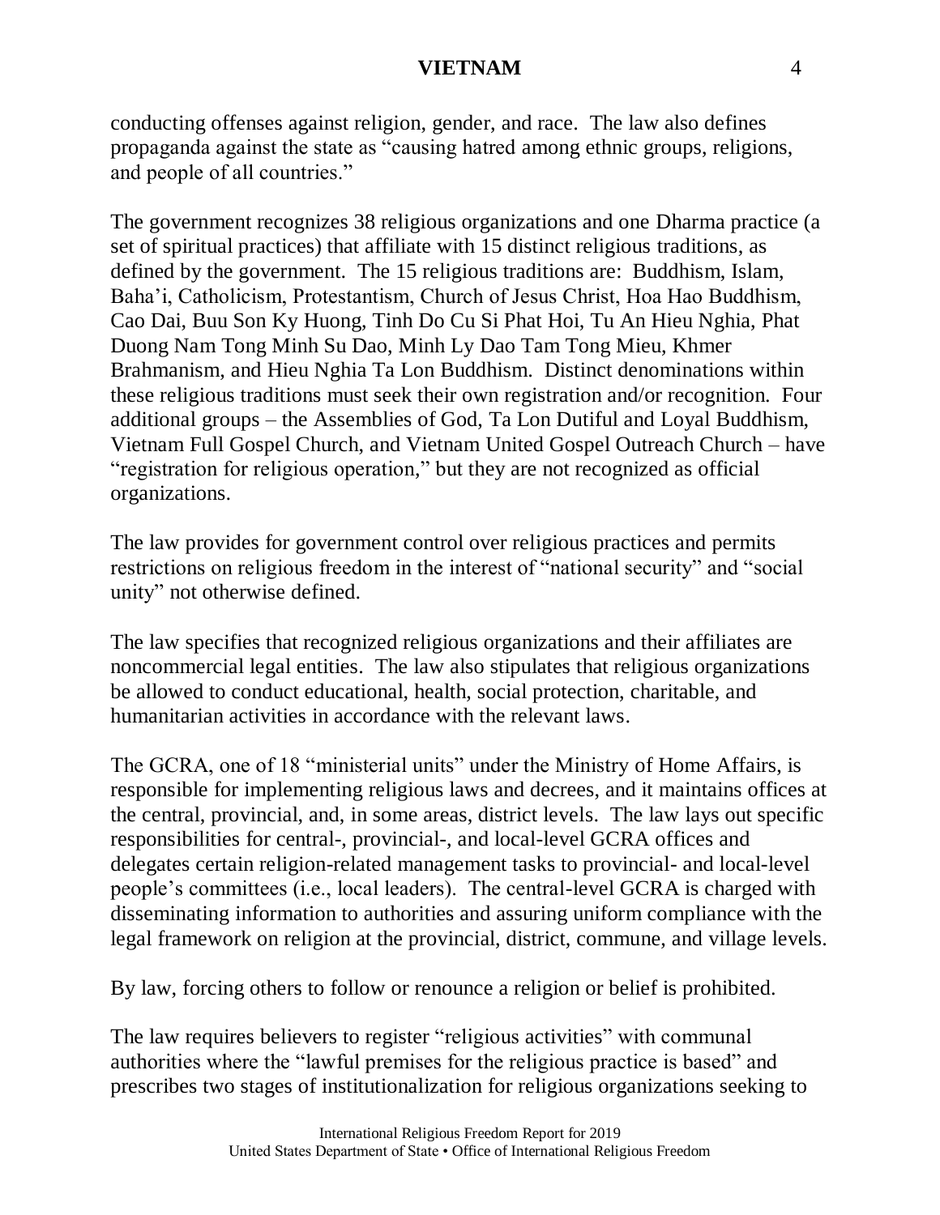conducting offenses against religion, gender, and race. The law also defines propaganda against the state as "causing hatred among ethnic groups, religions, and people of all countries."

The government recognizes 38 religious organizations and one Dharma practice (a set of spiritual practices) that affiliate with 15 distinct religious traditions, as defined by the government. The 15 religious traditions are: Buddhism, Islam, Baha'i, Catholicism, Protestantism, Church of Jesus Christ, Hoa Hao Buddhism, Cao Dai, Buu Son Ky Huong, Tinh Do Cu Si Phat Hoi, Tu An Hieu Nghia, Phat Duong Nam Tong Minh Su Dao, Minh Ly Dao Tam Tong Mieu, Khmer Brahmanism, and Hieu Nghia Ta Lon Buddhism. Distinct denominations within these religious traditions must seek their own registration and/or recognition. Four additional groups – the Assemblies of God, Ta Lon Dutiful and Loyal Buddhism, Vietnam Full Gospel Church, and Vietnam United Gospel Outreach Church – have "registration for religious operation," but they are not recognized as official organizations.

The law provides for government control over religious practices and permits restrictions on religious freedom in the interest of "national security" and "social unity" not otherwise defined.

The law specifies that recognized religious organizations and their affiliates are noncommercial legal entities. The law also stipulates that religious organizations be allowed to conduct educational, health, social protection, charitable, and humanitarian activities in accordance with the relevant laws.

The GCRA, one of 18 "ministerial units" under the Ministry of Home Affairs, is responsible for implementing religious laws and decrees, and it maintains offices at the central, provincial, and, in some areas, district levels. The law lays out specific responsibilities for central-, provincial-, and local-level GCRA offices and delegates certain religion-related management tasks to provincial- and local-level people's committees (i.e., local leaders). The central-level GCRA is charged with disseminating information to authorities and assuring uniform compliance with the legal framework on religion at the provincial, district, commune, and village levels.

By law, forcing others to follow or renounce a religion or belief is prohibited.

The law requires believers to register "religious activities" with communal authorities where the "lawful premises for the religious practice is based" and prescribes two stages of institutionalization for religious organizations seeking to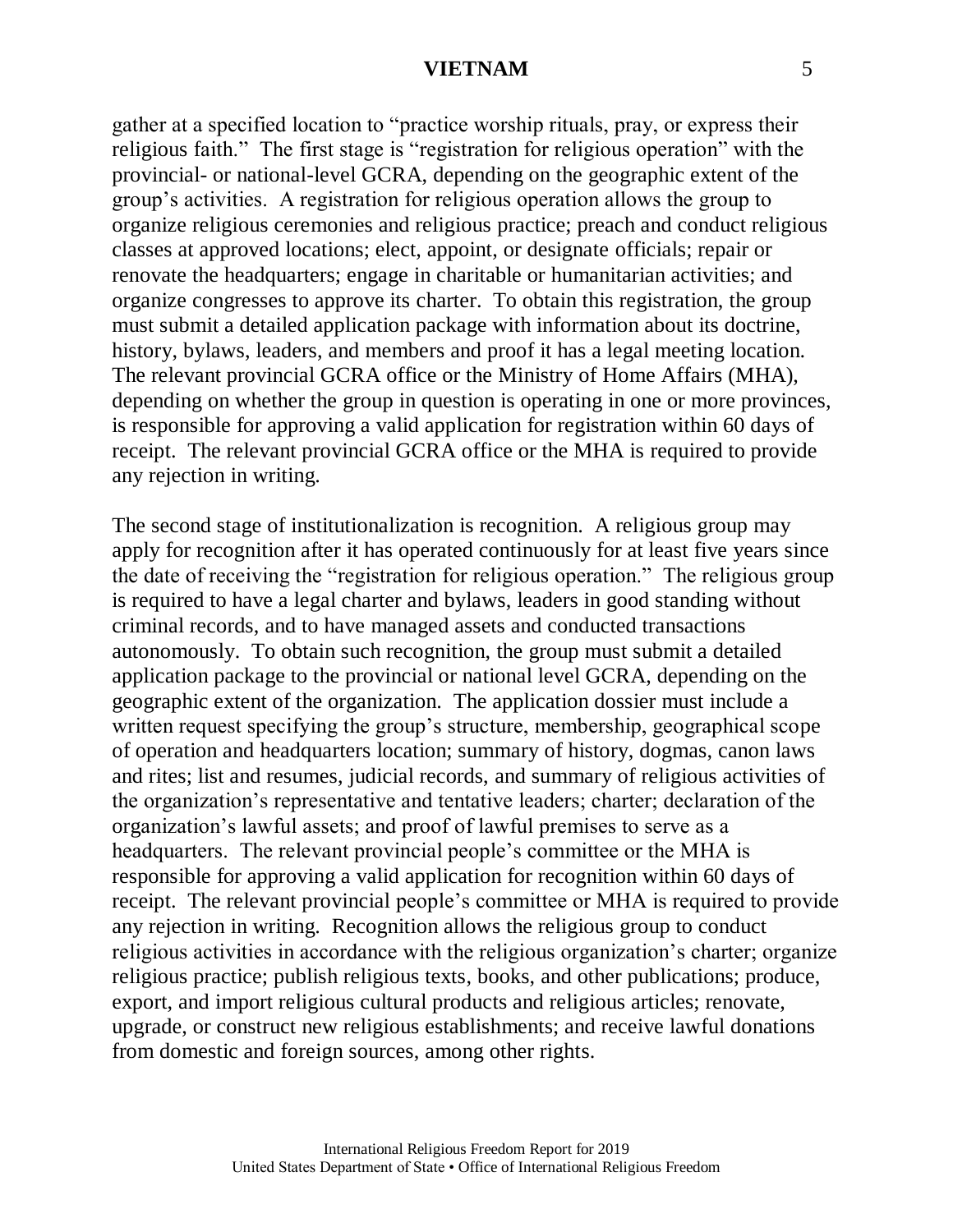gather at a specified location to "practice worship rituals, pray, or express their religious faith." The first stage is "registration for religious operation" with the provincial- or national-level GCRA, depending on the geographic extent of the group's activities. A registration for religious operation allows the group to organize religious ceremonies and religious practice; preach and conduct religious classes at approved locations; elect, appoint, or designate officials; repair or renovate the headquarters; engage in charitable or humanitarian activities; and organize congresses to approve its charter. To obtain this registration, the group must submit a detailed application package with information about its doctrine, history, bylaws, leaders, and members and proof it has a legal meeting location. The relevant provincial GCRA office or the Ministry of Home Affairs (MHA), depending on whether the group in question is operating in one or more provinces, is responsible for approving a valid application for registration within 60 days of receipt. The relevant provincial GCRA office or the MHA is required to provide any rejection in writing.

The second stage of institutionalization is recognition. A religious group may apply for recognition after it has operated continuously for at least five years since the date of receiving the "registration for religious operation." The religious group is required to have a legal charter and bylaws, leaders in good standing without criminal records, and to have managed assets and conducted transactions autonomously. To obtain such recognition, the group must submit a detailed application package to the provincial or national level GCRA, depending on the geographic extent of the organization. The application dossier must include a written request specifying the group's structure, membership, geographical scope of operation and headquarters location; summary of history, dogmas, canon laws and rites; list and resumes, judicial records, and summary of religious activities of the organization's representative and tentative leaders; charter; declaration of the organization's lawful assets; and proof of lawful premises to serve as a headquarters. The relevant provincial people's committee or the MHA is responsible for approving a valid application for recognition within 60 days of receipt. The relevant provincial people's committee or MHA is required to provide any rejection in writing. Recognition allows the religious group to conduct religious activities in accordance with the religious organization's charter; organize religious practice; publish religious texts, books, and other publications; produce, export, and import religious cultural products and religious articles; renovate, upgrade, or construct new religious establishments; and receive lawful donations from domestic and foreign sources, among other rights.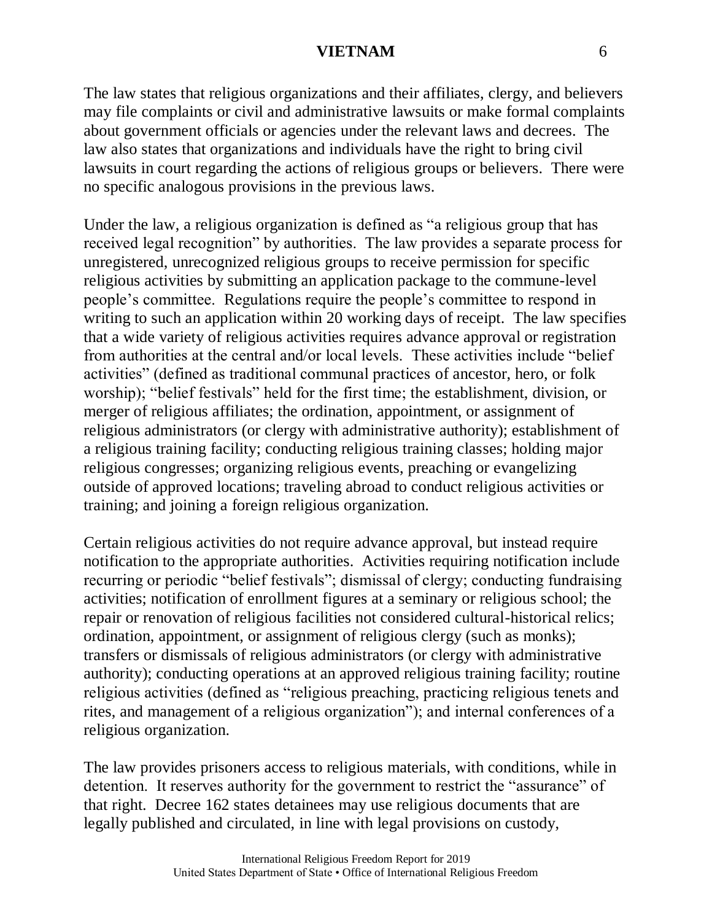The law states that religious organizations and their affiliates, clergy, and believers may file complaints or civil and administrative lawsuits or make formal complaints about government officials or agencies under the relevant laws and decrees. The law also states that organizations and individuals have the right to bring civil lawsuits in court regarding the actions of religious groups or believers. There were no specific analogous provisions in the previous laws.

Under the law, a religious organization is defined as "a religious group that has received legal recognition" by authorities. The law provides a separate process for unregistered, unrecognized religious groups to receive permission for specific religious activities by submitting an application package to the commune-level people's committee. Regulations require the people's committee to respond in writing to such an application within 20 working days of receipt. The law specifies that a wide variety of religious activities requires advance approval or registration from authorities at the central and/or local levels. These activities include "belief activities" (defined as traditional communal practices of ancestor, hero, or folk worship); "belief festivals" held for the first time; the establishment, division, or merger of religious affiliates; the ordination, appointment, or assignment of religious administrators (or clergy with administrative authority); establishment of a religious training facility; conducting religious training classes; holding major religious congresses; organizing religious events, preaching or evangelizing outside of approved locations; traveling abroad to conduct religious activities or training; and joining a foreign religious organization.

Certain religious activities do not require advance approval, but instead require notification to the appropriate authorities. Activities requiring notification include recurring or periodic "belief festivals"; dismissal of clergy; conducting fundraising activities; notification of enrollment figures at a seminary or religious school; the repair or renovation of religious facilities not considered cultural-historical relics; ordination, appointment, or assignment of religious clergy (such as monks); transfers or dismissals of religious administrators (or clergy with administrative authority); conducting operations at an approved religious training facility; routine religious activities (defined as "religious preaching, practicing religious tenets and rites, and management of a religious organization"); and internal conferences of a religious organization.

The law provides prisoners access to religious materials, with conditions, while in detention. It reserves authority for the government to restrict the "assurance" of that right. Decree 162 states detainees may use religious documents that are legally published and circulated, in line with legal provisions on custody,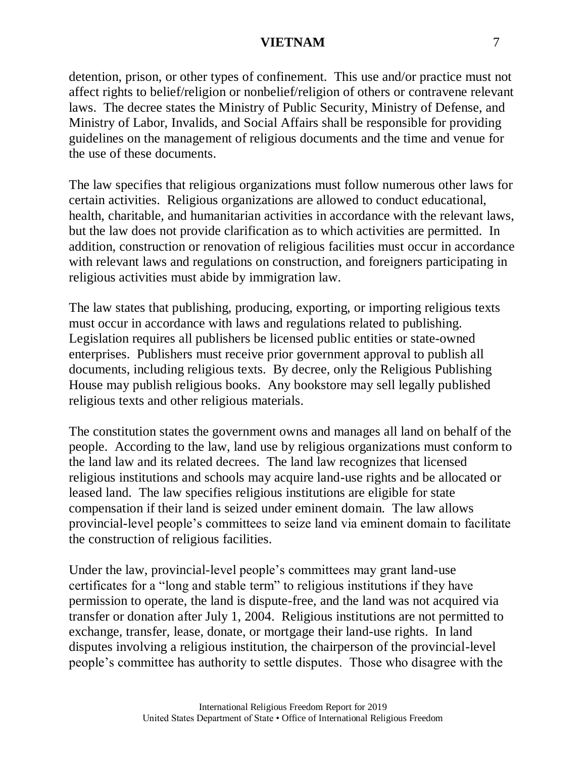detention, prison, or other types of confinement. This use and/or practice must not affect rights to belief/religion or nonbelief/religion of others or contravene relevant laws. The decree states the Ministry of Public Security, Ministry of Defense, and Ministry of Labor, Invalids, and Social Affairs shall be responsible for providing guidelines on the management of religious documents and the time and venue for the use of these documents.

The law specifies that religious organizations must follow numerous other laws for certain activities. Religious organizations are allowed to conduct educational, health, charitable, and humanitarian activities in accordance with the relevant laws, but the law does not provide clarification as to which activities are permitted. In addition, construction or renovation of religious facilities must occur in accordance with relevant laws and regulations on construction, and foreigners participating in religious activities must abide by immigration law.

The law states that publishing, producing, exporting, or importing religious texts must occur in accordance with laws and regulations related to publishing. Legislation requires all publishers be licensed public entities or state-owned enterprises. Publishers must receive prior government approval to publish all documents, including religious texts. By decree, only the Religious Publishing House may publish religious books. Any bookstore may sell legally published religious texts and other religious materials.

The constitution states the government owns and manages all land on behalf of the people. According to the law, land use by religious organizations must conform to the land law and its related decrees. The land law recognizes that licensed religious institutions and schools may acquire land-use rights and be allocated or leased land. The law specifies religious institutions are eligible for state compensation if their land is seized under eminent domain. The law allows provincial-level people's committees to seize land via eminent domain to facilitate the construction of religious facilities.

Under the law, provincial-level people's committees may grant land-use certificates for a "long and stable term" to religious institutions if they have permission to operate, the land is dispute-free, and the land was not acquired via transfer or donation after July 1, 2004. Religious institutions are not permitted to exchange, transfer, lease, donate, or mortgage their land-use rights. In land disputes involving a religious institution, the chairperson of the provincial-level people's committee has authority to settle disputes. Those who disagree with the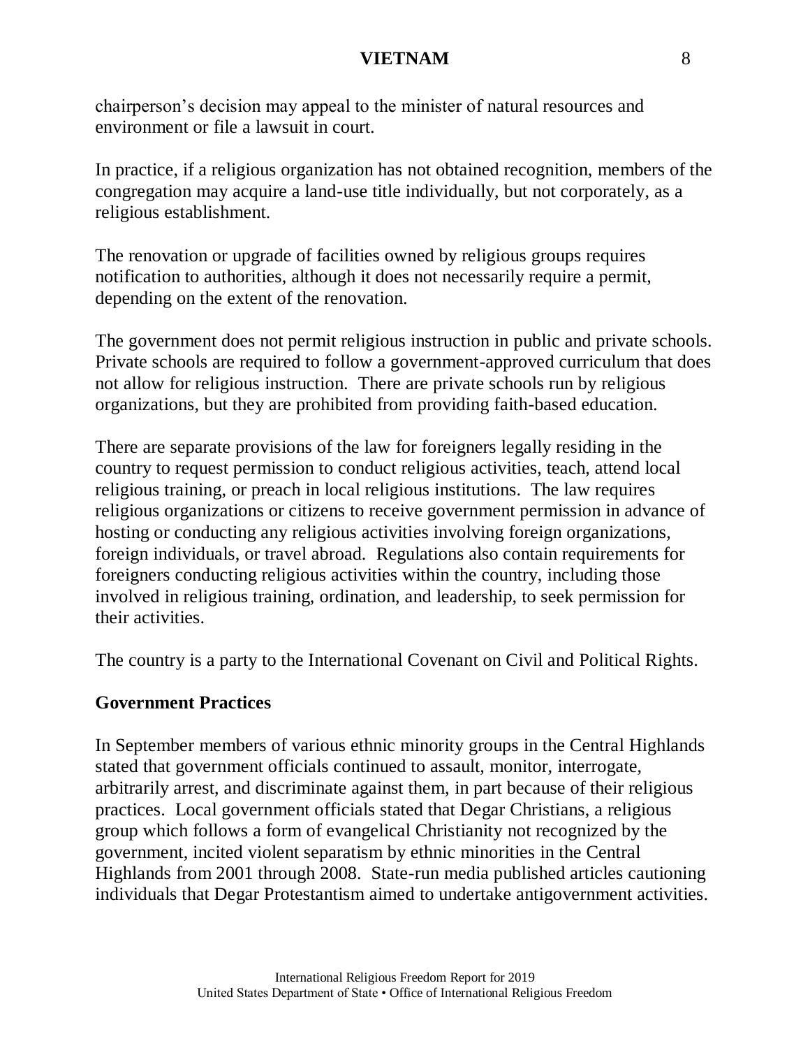chairperson's decision may appeal to the minister of natural resources and environment or file a lawsuit in court.

In practice, if a religious organization has not obtained recognition, members of the congregation may acquire a land-use title individually, but not corporately, as a religious establishment.

The renovation or upgrade of facilities owned by religious groups requires notification to authorities, although it does not necessarily require a permit, depending on the extent of the renovation.

The government does not permit religious instruction in public and private schools. Private schools are required to follow a government-approved curriculum that does not allow for religious instruction. There are private schools run by religious organizations, but they are prohibited from providing faith-based education.

There are separate provisions of the law for foreigners legally residing in the country to request permission to conduct religious activities, teach, attend local religious training, or preach in local religious institutions. The law requires religious organizations or citizens to receive government permission in advance of hosting or conducting any religious activities involving foreign organizations, foreign individuals, or travel abroad. Regulations also contain requirements for foreigners conducting religious activities within the country, including those involved in religious training, ordination, and leadership, to seek permission for their activities.

The country is a party to the International Covenant on Civil and Political Rights.

## Government Practices

In September members of various ethnic minority groups in the Central Highlands stated that government officials continued to assault, monitor, interrogate, arbitrarily arrest, and discriminate against them, in part because of their religious practices. Local government officials stated that Degar Christians, a religious group which follows a form of evangelical Christianity not recognized by the government, incited violent separatism by ethnic minorities in the Central Highlands from 2001 through 2008. State-run media published articles cautioning individuals that Degar Protestantism aimed to undertake antigovernment activities.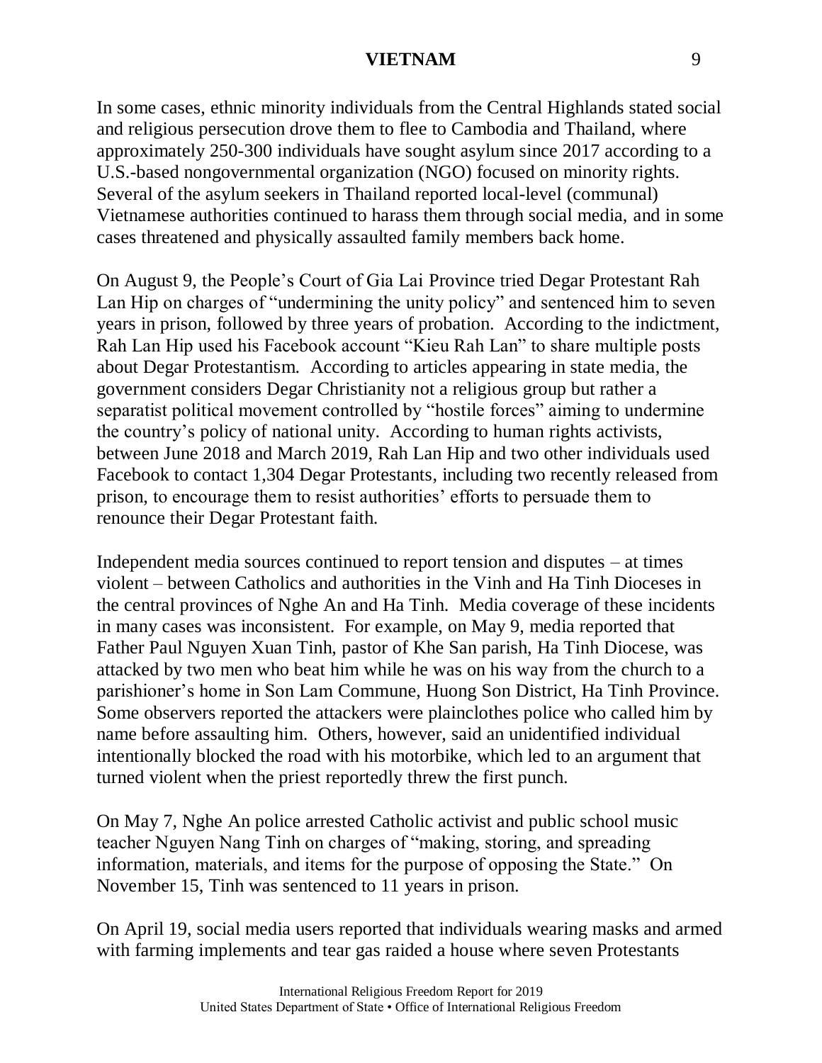In some cases, ethnic minority individuals from the Central Highlands stated social and religious persecution drove them to flee to Cambodia and Thailand, where approximately 250-300 individuals have sought asylum since 2017 according to a U.S.-based nongovernmental organization (NGO) focused on minority rights. Several of the asylum seekers in Thailand reported local-level (communal) Vietnamese authorities continued to harass them through social media, and in some cases threatened and physically assaulted family members back home.

On August 9, the People's Court of Gia Lai Province tried Degar Protestant Rah Lan Hip on charges of "undermining the unity policy" and sentenced him to seven years in prison, followed by three years of probation. According to the indictment, Rah Lan Hip used his Facebook account "Kieu Rah Lan" to share multiple posts about Degar Protestantism. According to articles appearing in state media, the government considers Degar Christianity not a religious group but rather a separatist political movement controlled by "hostile forces" aiming to undermine the country's policy of national unity. According to human rights activists, between June 2018 and March 2019, Rah Lan Hip and two other individuals used Facebook to contact 1,304 Degar Protestants, including two recently released from prison, to encourage them to resist authorities' efforts to persuade them to renounce their Degar Protestant faith.

Independent media sources continued to report tension and disputes – at times violent – between Catholics and authorities in the Vinh and Ha Tinh Dioceses in the central provinces of Nghe An and Ha Tinh. Media coverage of these incidents in many cases was inconsistent. For example, on May 9, media reported that Father Paul Nguyen Xuan Tinh, pastor of Khe San parish, Ha Tinh Diocese, was attacked by two men who beat him while he was on his way from the church to a parishioner's home in Son Lam Commune, Huong Son District, Ha Tinh Province. Some observers reported the attackers were plainclothes police who called him by name before assaulting him. Others, however, said an unidentified individual intentionally blocked the road with his motorbike, which led to an argument that turned violent when the priest reportedly threw the first punch.

On May 7, Nghe An police arrested Catholic activist and public school music teacher Nguyen Nang Tinh on charges of "making, storing, and spreading information, materials, and items for the purpose of opposing the State." On November 15, Tinh was sentenced to 11 years in prison.

On April 19, social media users reported that individuals wearing masks and armed with farming implements and tear gas raided a house where seven Protestants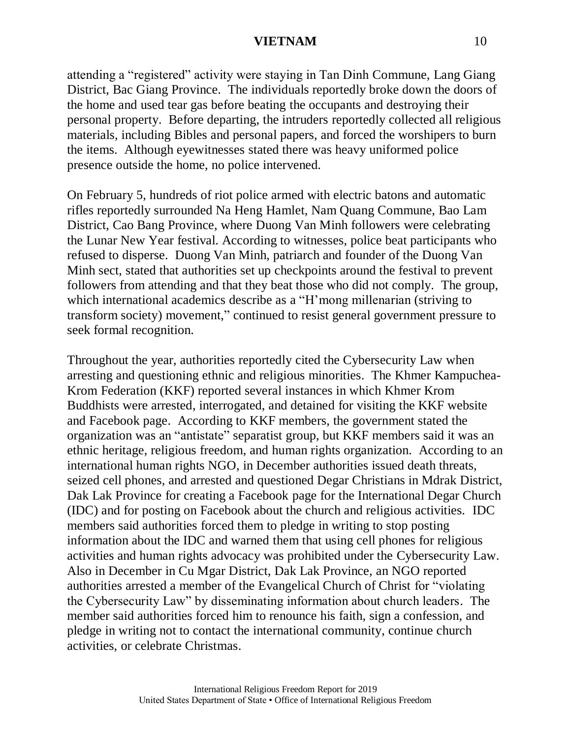attending a "registered" activity were staying in Tan Dinh Commune, Lang Giang District, Bac Giang Province. The individuals reportedly broke down the doors of the home and used tear gas before beating the occupants and destroying their personal property. Before departing, the intruders reportedly collected all religious materials, including Bibles and personal papers, and forced the worshipers to burn the items. Although eyewitnesses stated there was heavy uniformed police presence outside the home, no police intervened.

On February 5, hundreds of riot police armed with electric batons and automatic rifles reportedly surrounded Na Heng Hamlet, Nam Quang Commune, Bao Lam District, Cao Bang Province, where Duong Van Minh followers were celebrating the Lunar New Year festival. According to witnesses, police beat participants who refused to disperse. Duong Van Minh, patriarch and founder of the Duong Van Minh sect, stated that authorities set up checkpoints around the festival to prevent followers from attending and that they beat those who did not comply. The group, which international academics describe as a "H'mong millenarian (striving to transform society) movement," continued to resist general government pressure to seek formal recognition.

Throughout the year, authorities reportedly cited the Cybersecurity Law when arresting and questioning ethnic and religious minorities. The Khmer Kampuchea-Krom Federation (KKF) reported several instances in which Khmer Krom Buddhists were arrested, interrogated, and detained for visiting the KKF website and Facebook page. According to KKF members, the government stated the organization was an "antistate" separatist group, but KKF members said it was an ethnic heritage, religious freedom, and human rights organization. According to an international human rights NGO, in December authorities issued death threats, seized cell phones, and arrested and questioned Degar Christians in Mdrak District, Dak Lak Province for creating a Facebook page for the International Degar Church (IDC) and for posting on Facebook about the church and religious activities. IDC members said authorities forced them to pledge in writing to stop posting information about the IDC and warned them that using cell phones for religious activities and human rights advocacy was prohibited under the Cybersecurity Law. Also in December in Cu Mgar District, Dak Lak Province, an NGO reported authorities arrested a member of the Evangelical Church of Christ for "violating the Cybersecurity Law" by disseminating information about church leaders. The member said authorities forced him to renounce his faith, sign a confession, and pledge in writing not to contact the international community, continue church activities, or celebrate Christmas.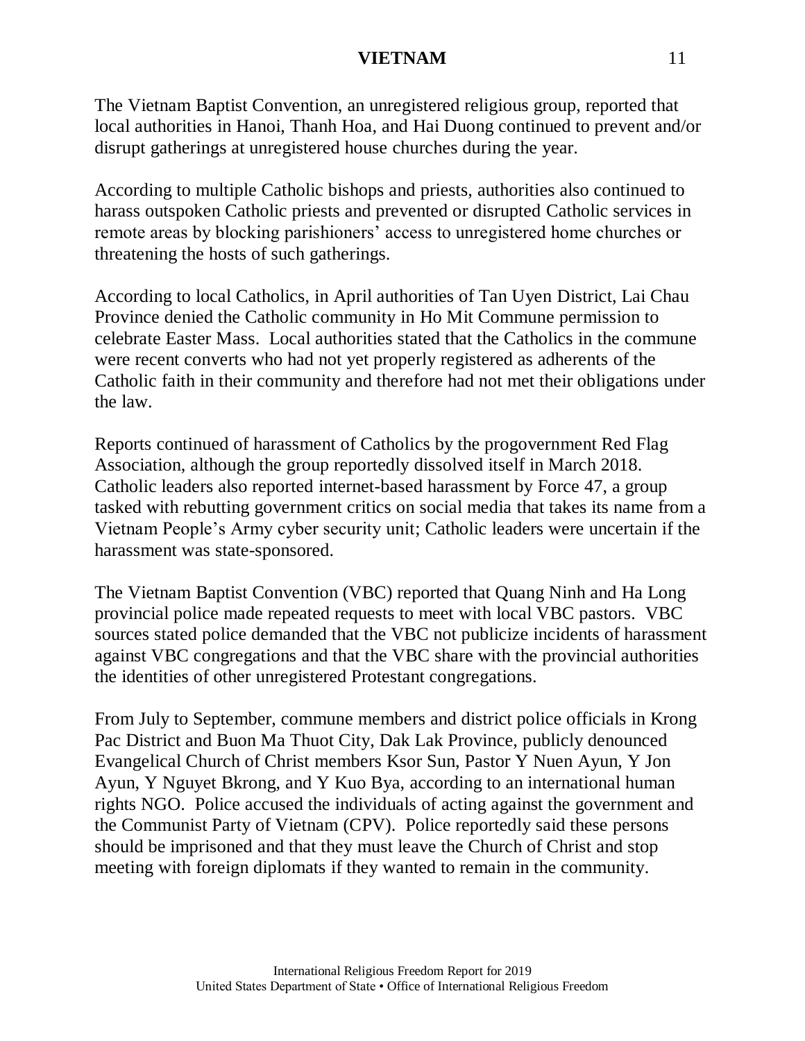The Vietnam Baptist Convention, an unregistered religious group, reported that local authorities in Hanoi, Thanh Hoa, and Hai Duong continued to prevent and/or disrupt gatherings at unregistered house churches during the year.

According to multiple Catholic bishops and priests, authorities also continued to harass outspoken Catholic priests and prevented or disrupted Catholic services in remote areas by blocking parishioners' access to unregistered home churches or threatening the hosts of such gatherings.

According to local Catholics, in April authorities of Tan Uyen District, Lai Chau Province denied the Catholic community in Ho Mit Commune permission to celebrate Easter Mass. Local authorities stated that the Catholics in the commune were recent converts who had not yet properly registered as adherents of the Catholic faith in their community and therefore had not met their obligations under the law.

Reports continued of harassment of Catholics by the progovernment Red Flag Association, although the group reportedly dissolved itself in March 2018. Catholic leaders also reported internet-based harassment by Force 47, a group tasked with rebutting government critics on social media that takes its name from a Vietnam People's Army cyber security unit; Catholic leaders were uncertain if the harassment was state-sponsored.

The Vietnam Baptist Convention (VBC) reported that Quang Ninh and Ha Long provincial police made repeated requests to meet with local VBC pastors. VBC sources stated police demanded that the VBC not publicize incidents of harassment against VBC congregations and that the VBC share with the provincial authorities the identities of other unregistered Protestant congregations.

From July to September, commune members and district police officials in Krong Pac District and Buon Ma Thuot City, Dak Lak Province, publicly denounced Evangelical Church of Christ members Ksor Sun, Pastor Y Nuen Ayun, Y Jon Ayun, Y Nguyet Bkrong, and Y Kuo Bya, according to an international human rights NGO. Police accused the individuals of acting against the government and the Communist Party of Vietnam (CPV). Police reportedly said these persons should be imprisoned and that they must leave the Church of Christ and stop meeting with foreign diplomats if they wanted to remain in the community.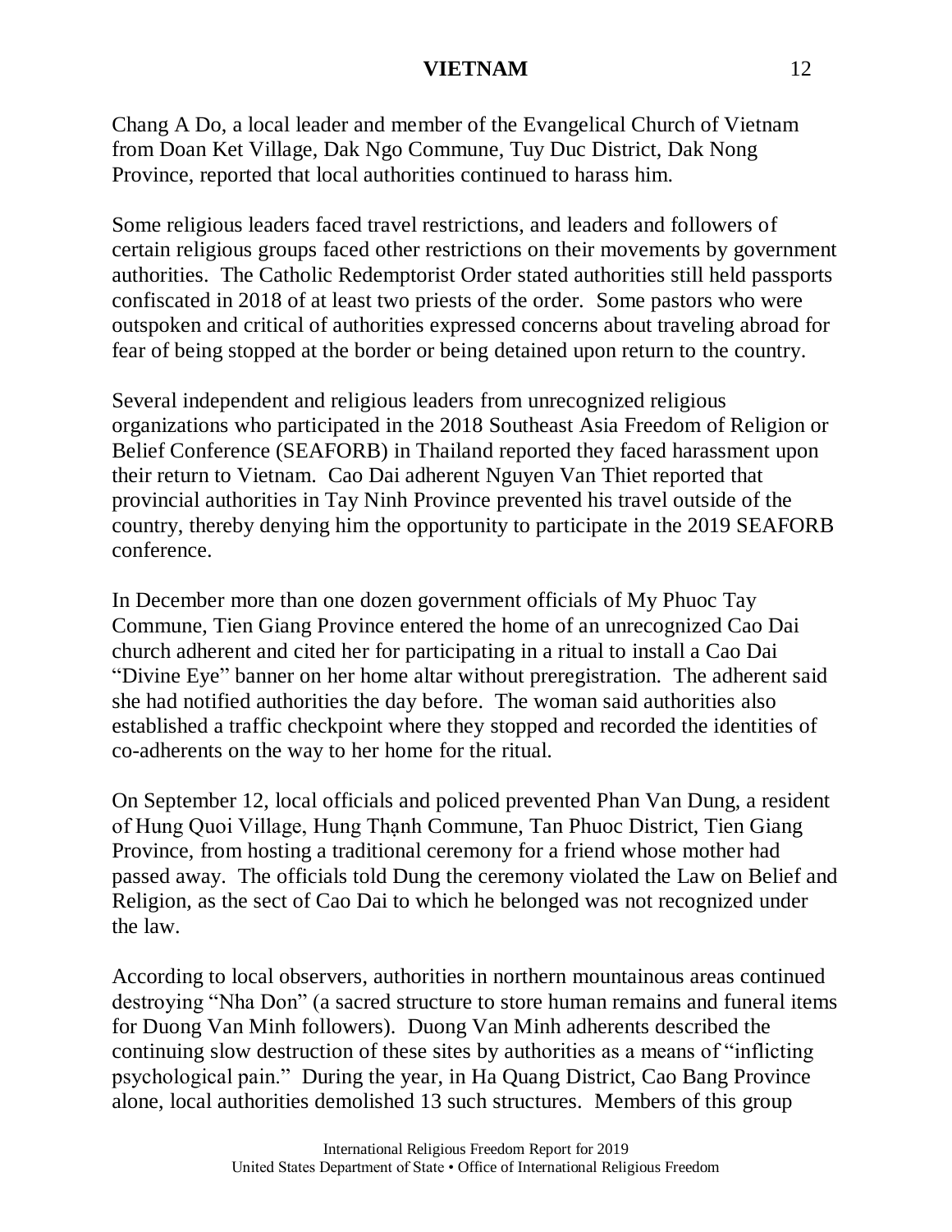Chang A Do, a local leader and member of the Evangelical Church of Vietnam from Doan Ket Village, Dak Ngo Commune, Tuy Duc District, Dak Nong Province, reported that local authorities continued to harass him.

Some religious leaders faced travel restrictions, and leaders and followers of certain religious groups faced other restrictions on their movements by government authorities. The Catholic Redemptorist Order stated authorities still held passports confiscated in 2018 of at least two priests of the order. Some pastors who were outspoken and critical of authorities expressed concerns about traveling abroad for fear of being stopped at the border or being detained upon return to the country.

Several independent and religious leaders from unrecognized religious organizations who participated in the 2018 Southeast Asia Freedom of Religion or Belief Conference (SEAFORB) in Thailand reported they faced harassment upon their return to Vietnam. Cao Dai adherent Nguyen Van Thiet reported that provincial authorities in Tay Ninh Province prevented his travel outside of the country, thereby denying him the opportunity to participate in the 2019 SEAFORB conference.

In December more than one dozen government officials of My Phuoc Tay Commune, Tien Giang Province entered the home of an unrecognized Cao Dai church adherent and cited her for participating in a ritual to install a Cao Dai "Divine Eye" banner on her home altar without preregistration. The adherent said she had notified authorities the day before. The woman said authorities also established a traffic checkpoint where they stopped and recorded the identities of co-adherents on the way to her home for the ritual.

On September 12, local officials and policed prevented Phan Van Dung, a resident of Hung Quoi Village, Hung Thạnh Commune, Tan Phuoc District, Tien Giang Province, from hosting a traditional ceremony for a friend whose mother had passed away. The officials told Dung the ceremony violated the Law on Belief and Religion, as the sect of Cao Dai to which he belonged was not recognized under the law.

According to local observers, authorities in northern mountainous areas continued destroying "Nha Don" (a sacred structure to store human remains and funeral items for Duong Van Minh followers). Duong Van Minh adherents described the continuing slow destruction of these sites by authorities as a means of "inflicting psychological pain." During the year, in Ha Quang District, Cao Bang Province alone, local authorities demolished 13 such structures. Members of this group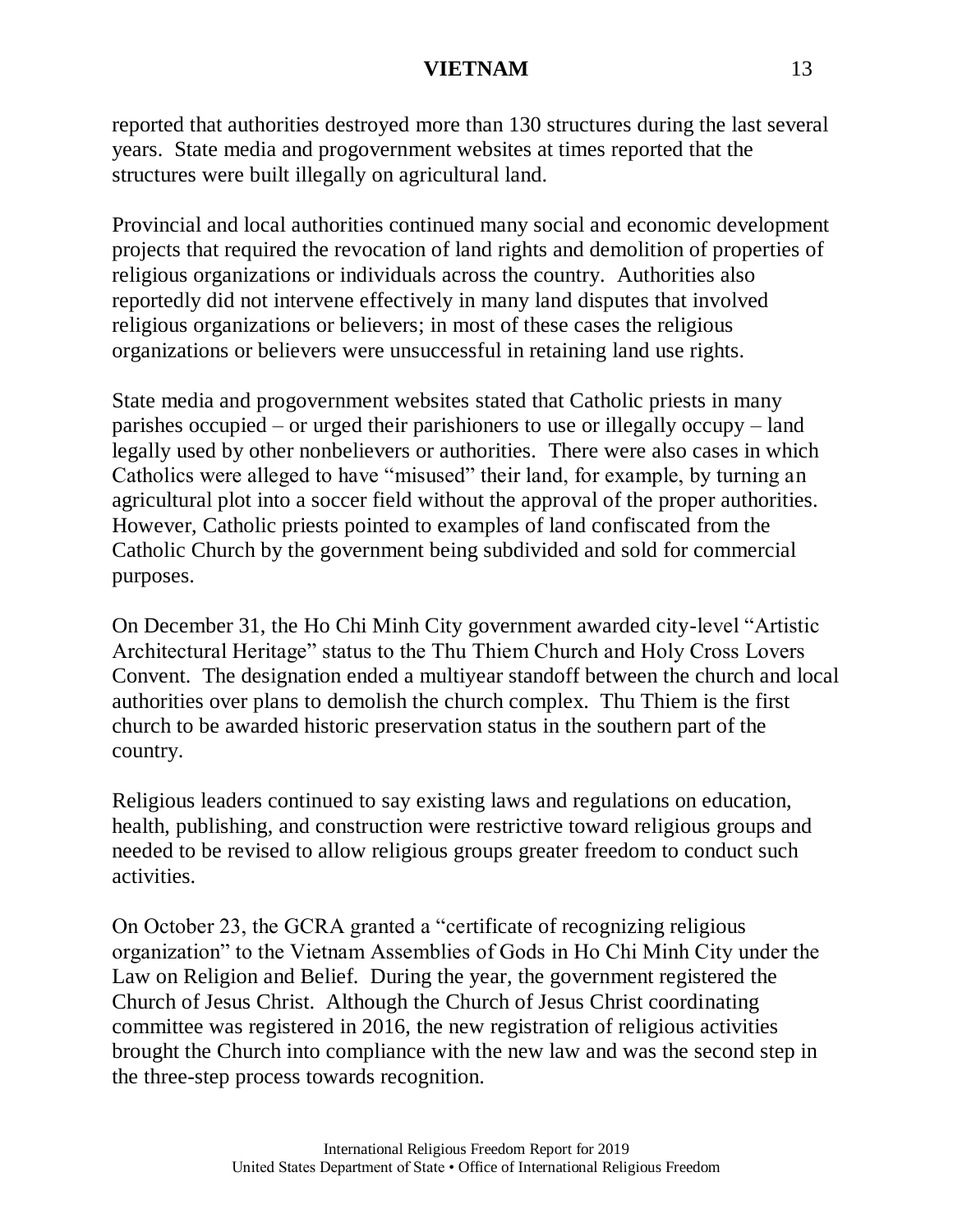reported that authorities destroyed more than 130 structures during the last several years. State media and progovernment websites at times reported that the structures were built illegally on agricultural land.

Provincial and local authorities continued many social and economic development projects that required the revocation of land rights and demolition of properties of religious organizations or individuals across the country. Authorities also reportedly did not intervene effectively in many land disputes that involved religious organizations or believers; in most of these cases the religious organizations or believers were unsuccessful in retaining land use rights.

State media and progovernment websites stated that Catholic priests in many parishes occupied – or urged their parishioners to use or illegally occupy – land legally used by other nonbelievers or authorities. There were also cases in which Catholics were alleged to have "misused" their land, for example, by turning an agricultural plot into a soccer field without the approval of the proper authorities. However, Catholic priests pointed to examples of land confiscated from the Catholic Church by the government being subdivided and sold for commercial purposes.

On December 31, the Ho Chi Minh City government awarded city-level "Artistic Architectural Heritage" status to the Thu Thiem Church and Holy Cross Lovers Convent. The designation ended a multiyear standoff between the church and local authorities over plans to demolish the church complex. Thu Thiem is the first church to be awarded historic preservation status in the southern part of the country.

Religious leaders continued to say existing laws and regulations on education, health, publishing, and construction were restrictive toward religious groups and needed to be revised to allow religious groups greater freedom to conduct such activities.

On October 23, the GCRA granted a "certificate of recognizing religious organization" to the Vietnam Assemblies of Gods in Ho Chi Minh City under the Law on Religion and Belief. During the year, the government registered the Church of Jesus Christ. Although the Church of Jesus Christ coordinating committee was registered in 2016, the new registration of religious activities brought the Church into compliance with the new law and was the second step in the three-step process towards recognition.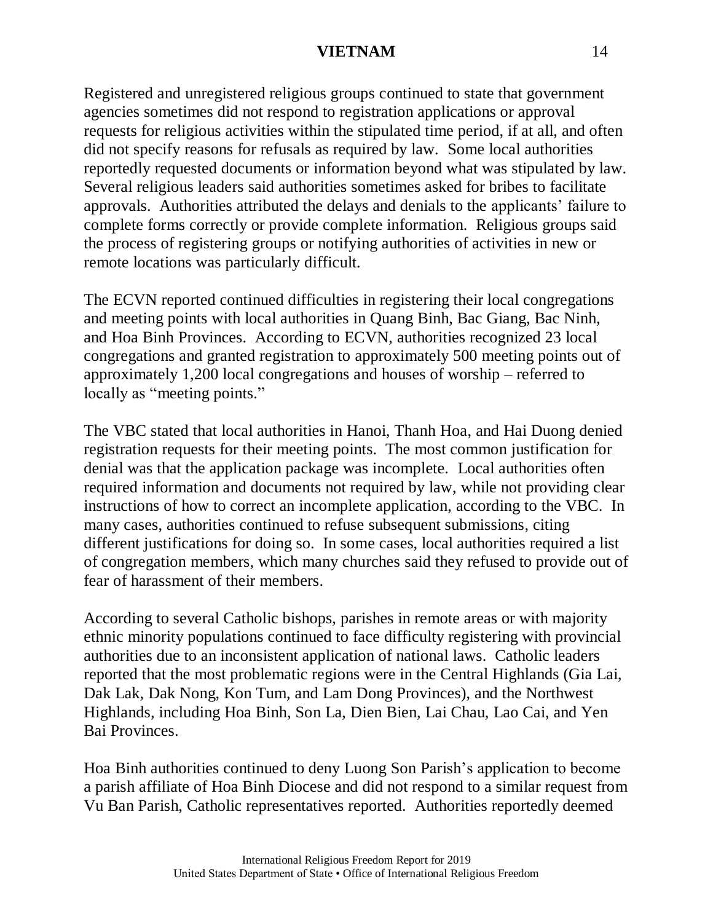Registered and unregistered religious groups continued to state that government agencies sometimes did not respond to registration applications or approval requests for religious activities within the stipulated time period, if at all, and often did not specify reasons for refusals as required by law. Some local authorities reportedly requested documents or information beyond what was stipulated by law. Several religious leaders said authorities sometimes asked for bribes to facilitate approvals. Authorities attributed the delays and denials to the applicants' failure to complete forms correctly or provide complete information. Religious groups said the process of registering groups or notifying authorities of activities in new or remote locations was particularly difficult.

The ECVN reported continued difficulties in registering their local congregations and meeting points with local authorities in Quang Binh, Bac Giang, Bac Ninh, and Hoa Binh Provinces. According to ECVN, authorities recognized 23 local congregations and granted registration to approximately 500 meeting points out of approximately 1,200 local congregations and houses of worship – referred to locally as "meeting points."

The VBC stated that local authorities in Hanoi, Thanh Hoa, and Hai Duong denied registration requests for their meeting points. The most common justification for denial was that the application package was incomplete. Local authorities often required information and documents not required by law, while not providing clear instructions of how to correct an incomplete application, according to the VBC. In many cases, authorities continued to refuse subsequent submissions, citing different justifications for doing so. In some cases, local authorities required a list of congregation members, which many churches said they refused to provide out of fear of harassment of their members.

According to several Catholic bishops, parishes in remote areas or with majority ethnic minority populations continued to face difficulty registering with provincial authorities due to an inconsistent application of national laws. Catholic leaders reported that the most problematic regions were in the Central Highlands (Gia Lai, Dak Lak, Dak Nong, Kon Tum, and Lam Dong Provinces), and the Northwest Highlands, including Hoa Binh, Son La, Dien Bien, Lai Chau, Lao Cai, and Yen Bai Provinces.

Hoa Binh authorities continued to deny Luong Son Parish's application to become a parish affiliate of Hoa Binh Diocese and did not respond to a similar request from Vu Ban Parish, Catholic representatives reported. Authorities reportedly deemed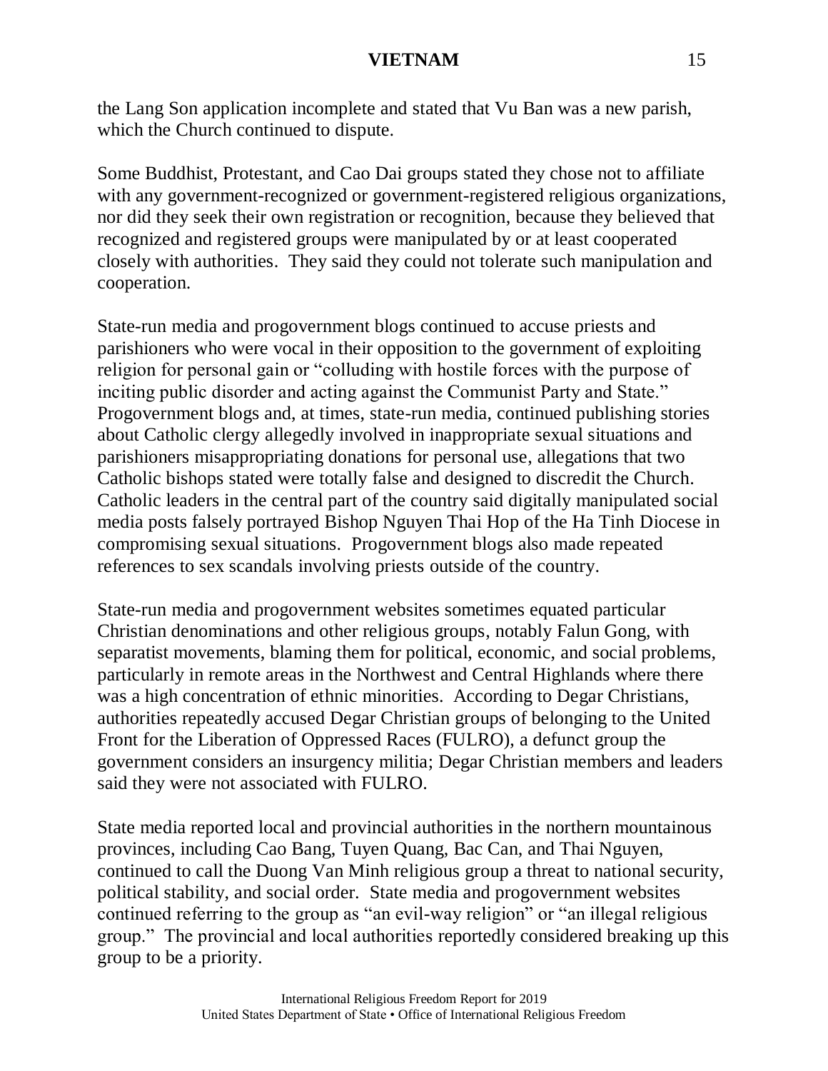the Lang Son application incomplete and stated that Vu Ban was a new parish, which the Church continued to dispute.

Some Buddhist, Protestant, and Cao Dai groups stated they chose not to affiliate with any government-recognized or government-registered religious organizations, nor did they seek their own registration or recognition, because they believed that recognized and registered groups were manipulated by or at least cooperated closely with authorities. They said they could not tolerate such manipulation and cooperation.

State-run media and progovernment blogs continued to accuse priests and parishioners who were vocal in their opposition to the government of exploiting religion for personal gain or "colluding with hostile forces with the purpose of inciting public disorder and acting against the Communist Party and State." Progovernment blogs and, at times, state-run media, continued publishing stories about Catholic clergy allegedly involved in inappropriate sexual situations and parishioners misappropriating donations for personal use, allegations that two Catholic bishops stated were totally false and designed to discredit the Church. Catholic leaders in the central part of the country said digitally manipulated social media posts falsely portrayed Bishop Nguyen Thai Hop of the Ha Tinh Diocese in compromising sexual situations. Progovernment blogs also made repeated references to sex scandals involving priests outside of the country.

State-run media and progovernment websites sometimes equated particular Christian denominations and other religious groups, notably Falun Gong, with separatist movements, blaming them for political, economic, and social problems, particularly in remote areas in the Northwest and Central Highlands where there was a high concentration of ethnic minorities. According to Degar Christians, authorities repeatedly accused Degar Christian groups of belonging to the United Front for the Liberation of Oppressed Races (FULRO), a defunct group the government considers an insurgency militia; Degar Christian members and leaders said they were not associated with FULRO.

State media reported local and provincial authorities in the northern mountainous provinces, including Cao Bang, Tuyen Quang, Bac Can, and Thai Nguyen, continued to call the Duong Van Minh religious group a threat to national security, political stability, and social order. State media and progovernment websites continued referring to the group as "an evil-way religion" or "an illegal religious group." The provincial and local authorities reportedly considered breaking up this group to be a priority.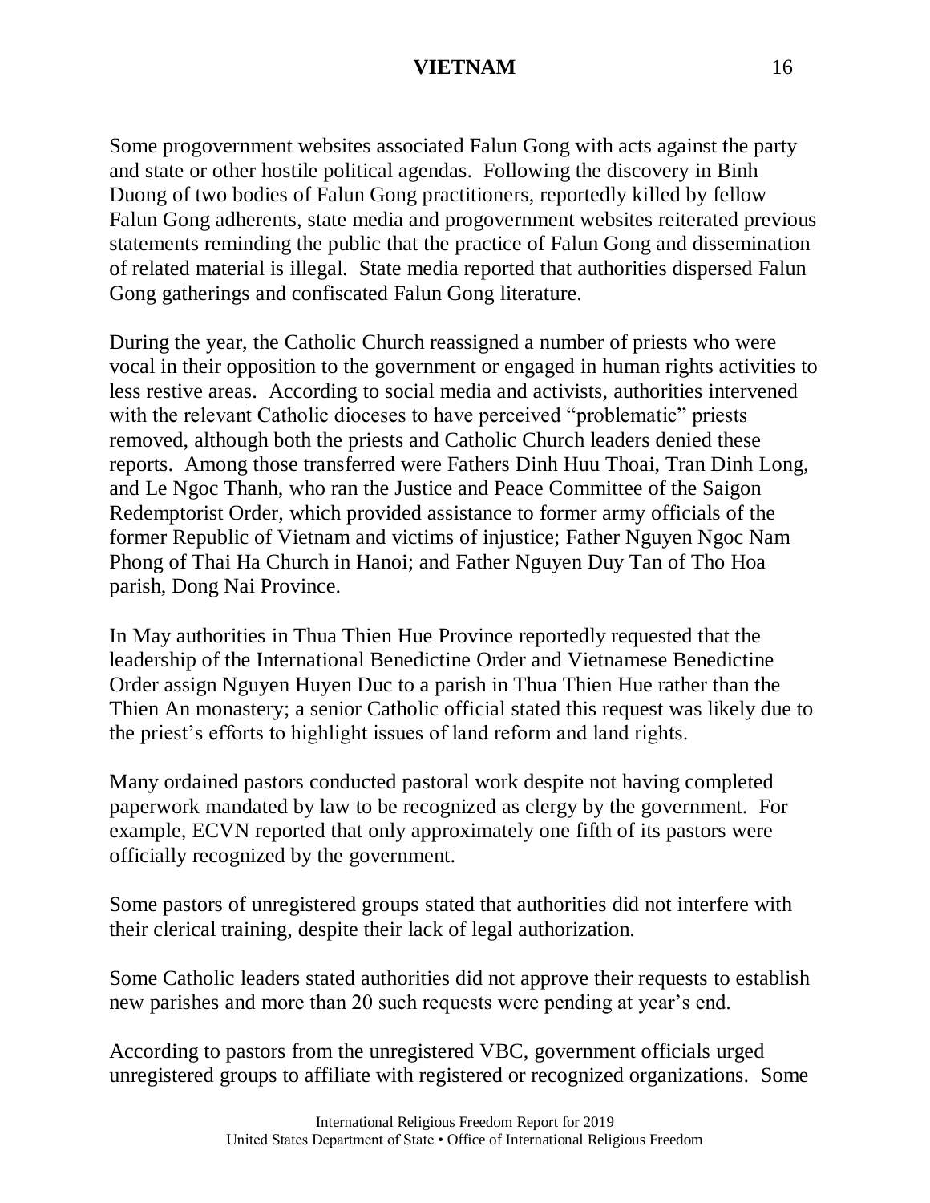Some progovernment websites associated Falun Gong with acts against the party and state or other hostile political agendas. Following the discovery in Binh Duong of two bodies of Falun Gong practitioners, reportedly killed by fellow Falun Gong adherents, state media and progovernment websites reiterated previous statements reminding the public that the practice of Falun Gong and dissemination of related material is illegal. State media reported that authorities dispersed Falun Gong gatherings and confiscated Falun Gong literature.

During the year, the Catholic Church reassigned a number of priests who were vocal in their opposition to the government or engaged in human rights activities to less restive areas. According to social media and activists, authorities intervened with the relevant Catholic dioceses to have perceived "problematic" priests removed, although both the priests and Catholic Church leaders denied these reports. Among those transferred were Fathers Dinh Huu Thoai, Tran Dinh Long, and Le Ngoc Thanh, who ran the Justice and Peace Committee of the Saigon Redemptorist Order, which provided assistance to former army officials of the former Republic of Vietnam and victims of injustice; Father Nguyen Ngoc Nam Phong of Thai Ha Church in Hanoi; and Father Nguyen Duy Tan of Tho Hoa parish, Dong Nai Province.

In May authorities in Thua Thien Hue Province reportedly requested that the leadership of the International Benedictine Order and Vietnamese Benedictine Order assign Nguyen Huyen Duc to a parish in Thua Thien Hue rather than the Thien An monastery; a senior Catholic official stated this request was likely due to the priest's efforts to highlight issues of land reform and land rights.

Many ordained pastors conducted pastoral work despite not having completed paperwork mandated by law to be recognized as clergy by the government. For example, ECVN reported that only approximately one fifth of its pastors were officially recognized by the government.

Some pastors of unregistered groups stated that authorities did not interfere with their clerical training, despite their lack of legal authorization.

Some Catholic leaders stated authorities did not approve their requests to establish new parishes and more than 20 such requests were pending at year's end.

According to pastors from the unregistered VBC, government officials urged unregistered groups to affiliate with registered or recognized organizations. Some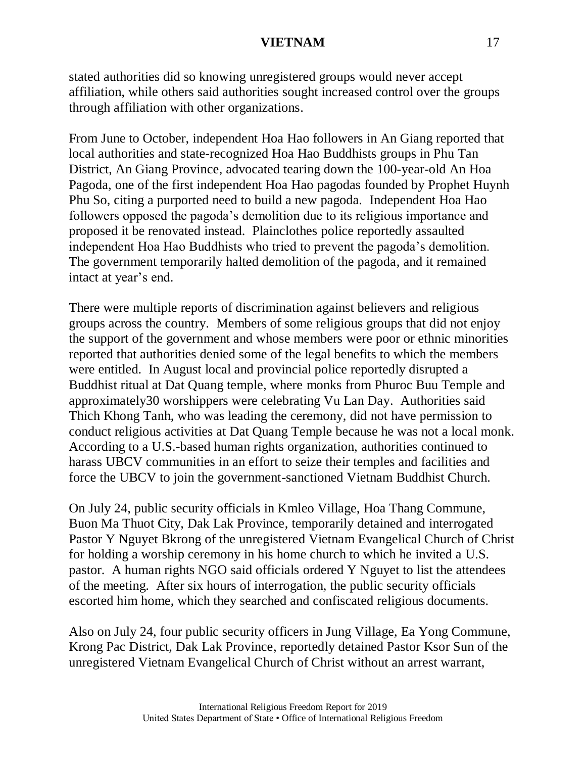stated authorities did so knowing unregistered groups would never accept affiliation, while others said authorities sought increased control over the groups through affiliation with other organizations.

From June to October, independent Hoa Hao followers in An Giang reported that local authorities and state-recognized Hoa Hao Buddhists groups in Phu Tan District, An Giang Province, advocated tearing down the 100-year-old An Hoa Pagoda, one of the first independent Hoa Hao pagodas founded by Prophet Huynh Phu So, citing a purported need to build a new pagoda. Independent Hoa Hao followers opposed the pagoda's demolition due to its religious importance and proposed it be renovated instead. Plainclothes police reportedly assaulted independent Hoa Hao Buddhists who tried to prevent the pagoda's demolition. The government temporarily halted demolition of the pagoda, and it remained intact at year's end.

There were multiple reports of discrimination against believers and religious groups across the country. Members of some religious groups that did not enjoy the support of the government and whose members were poor or ethnic minorities reported that authorities denied some of the legal benefits to which the members were entitled. In August local and provincial police reportedly disrupted a Buddhist ritual at Dat Quang temple, where monks from Phuroc Buu Temple and approximately30 worshippers were celebrating Vu Lan Day. Authorities said Thich Khong Tanh, who was leading the ceremony, did not have permission to conduct religious activities at Dat Quang Temple because he was not a local monk. According to a U.S.-based human rights organization, authorities continued to harass UBCV communities in an effort to seize their temples and facilities and force the UBCV to join the government-sanctioned Vietnam Buddhist Church.

On July 24, public security officials in Kmleo Village, Hoa Thang Commune, Buon Ma Thuot City, Dak Lak Province, temporarily detained and interrogated Pastor Y Nguyet Bkrong of the unregistered Vietnam Evangelical Church of Christ for holding a worship ceremony in his home church to which he invited a U.S. pastor. A human rights NGO said officials ordered Y Nguyet to list the attendees of the meeting. After six hours of interrogation, the public security officials escorted him home, which they searched and confiscated religious documents.

Also on July 24, four public security officers in Jung Village, Ea Yong Commune, Krong Pac District, Dak Lak Province, reportedly detained Pastor Ksor Sun of the unregistered Vietnam Evangelical Church of Christ without an arrest warrant,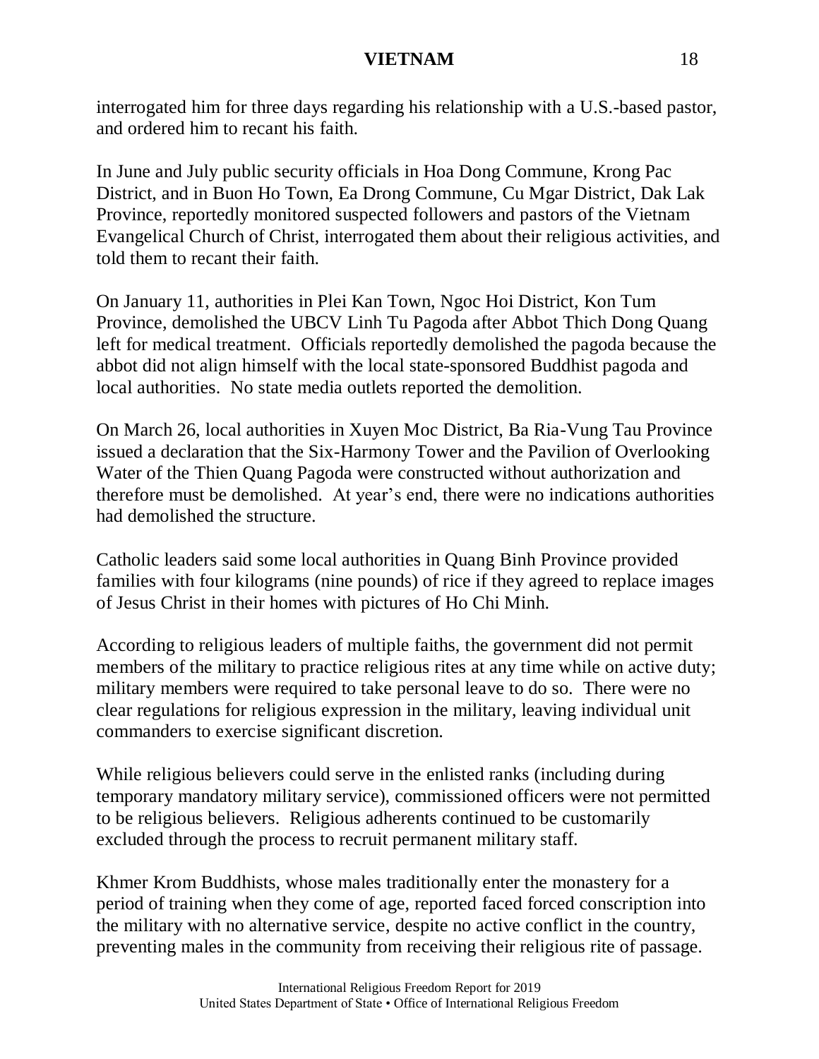interrogated him for three days regarding his relationship with a U.S.-based pastor, and ordered him to recant his faith.

In June and July public security officials in Hoa Dong Commune, Krong Pac District, and in Buon Ho Town, Ea Drong Commune, Cu Mgar District, Dak Lak Province, reportedly monitored suspected followers and pastors of the Vietnam Evangelical Church of Christ, interrogated them about their religious activities, and told them to recant their faith.

On January 11, authorities in Plei Kan Town, Ngoc Hoi District, Kon Tum Province, demolished the UBCV Linh Tu Pagoda after Abbot Thich Dong Quang left for medical treatment. Officials reportedly demolished the pagoda because the abbot did not align himself with the local state-sponsored Buddhist pagoda and local authorities. No state media outlets reported the demolition.

On March 26, local authorities in Xuyen Moc District, Ba Ria-Vung Tau Province issued a declaration that the Six-Harmony Tower and the Pavilion of Overlooking Water of the Thien Quang Pagoda were constructed without authorization and therefore must be demolished. At year's end, there were no indications authorities had demolished the structure.

Catholic leaders said some local authorities in Quang Binh Province provided families with four kilograms (nine pounds) of rice if they agreed to replace images of Jesus Christ in their homes with pictures of Ho Chi Minh.

According to religious leaders of multiple faiths, the government did not permit members of the military to practice religious rites at any time while on active duty; military members were required to take personal leave to do so. There were no clear regulations for religious expression in the military, leaving individual unit commanders to exercise significant discretion.

While religious believers could serve in the enlisted ranks (including during temporary mandatory military service), commissioned officers were not permitted to be religious believers. Religious adherents continued to be customarily excluded through the process to recruit permanent military staff.

Khmer Krom Buddhists, whose males traditionally enter the monastery for a period of training when they come of age, reported faced forced conscription into the military with no alternative service, despite no active conflict in the country, preventing males in the community from receiving their religious rite of passage.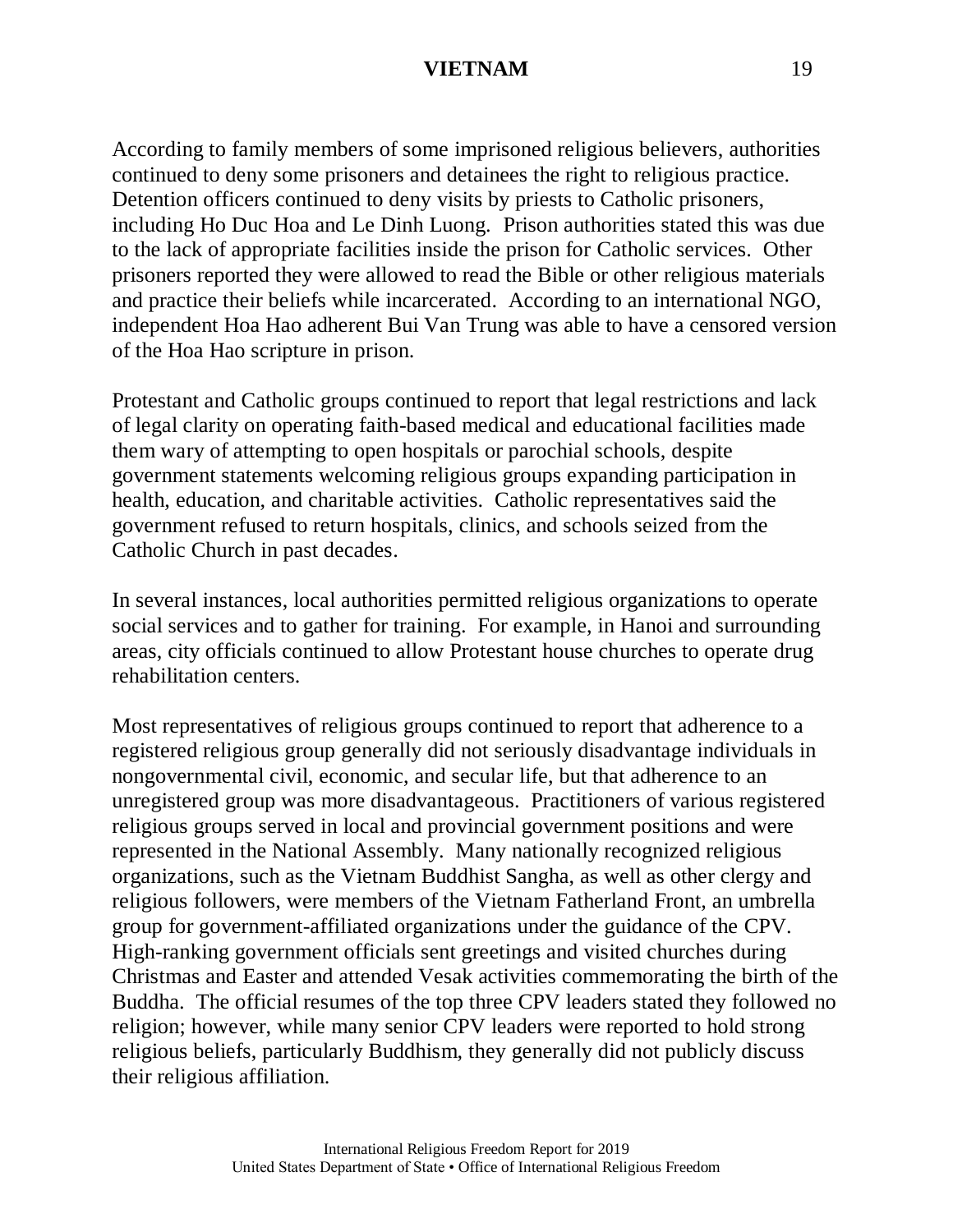According to family members of some imprisoned religious believers, authorities continued to deny some prisoners and detainees the right to religious practice. Detention officers continued to deny visits by priests to Catholic prisoners, including Ho Duc Hoa and Le Dinh Luong. Prison authorities stated this was due to the lack of appropriate facilities inside the prison for Catholic services. Other prisoners reported they were allowed to read the Bible or other religious materials and practice their beliefs while incarcerated. According to an international NGO, independent Hoa Hao adherent Bui Van Trung was able to have a censored version of the Hoa Hao scripture in prison.

Protestant and Catholic groups continued to report that legal restrictions and lack of legal clarity on operating faith-based medical and educational facilities made them wary of attempting to open hospitals or parochial schools, despite government statements welcoming religious groups expanding participation in health, education, and charitable activities. Catholic representatives said the government refused to return hospitals, clinics, and schools seized from the Catholic Church in past decades.

In several instances, local authorities permitted religious organizations to operate social services and to gather for training. For example, in Hanoi and surrounding areas, city officials continued to allow Protestant house churches to operate drug rehabilitation centers.

Most representatives of religious groups continued to report that adherence to a registered religious group generally did not seriously disadvantage individuals in nongovernmental civil, economic, and secular life, but that adherence to an unregistered group was more disadvantageous. Practitioners of various registered religious groups served in local and provincial government positions and were represented in the National Assembly. Many nationally recognized religious organizations, such as the Vietnam Buddhist Sangha, as well as other clergy and religious followers, were members of the Vietnam Fatherland Front, an umbrella group for government-affiliated organizations under the guidance of the CPV. High-ranking government officials sent greetings and visited churches during Christmas and Easter and attended Vesak activities commemorating the birth of the Buddha. The official resumes of the top three CPV leaders stated they followed no religion; however, while many senior CPV leaders were reported to hold strong religious beliefs, particularly Buddhism, they generally did not publicly discuss their religious affiliation.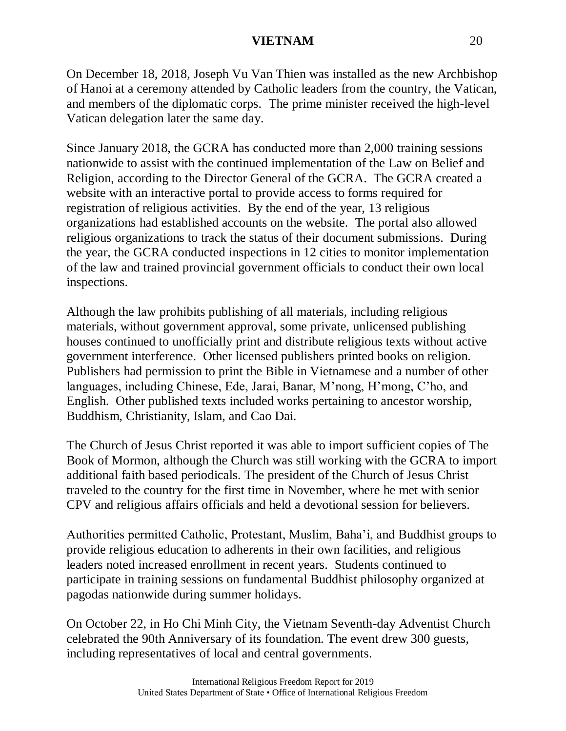On December 18, 2018, Joseph Vu Van Thien was installed as the new Archbishop of Hanoi at a ceremony attended by Catholic leaders from the country, the Vatican, and members of the diplomatic corps. The prime minister received the high-level Vatican delegation later the same day.

Since January 2018, the GCRA has conducted more than 2,000 training sessions nationwide to assist with the continued implementation of the Law on Belief and Religion, according to the Director General of the GCRA. The GCRA created a website with an interactive portal to provide access to forms required for registration of religious activities. By the end of the year, 13 religious organizations had established accounts on the website. The portal also allowed religious organizations to track the status of their document submissions. During the year, the GCRA conducted inspections in 12 cities to monitor implementation of the law and trained provincial government officials to conduct their own local inspections.

Although the law prohibits publishing of all materials, including religious materials, without government approval, some private, unlicensed publishing houses continued to unofficially print and distribute religious texts without active government interference. Other licensed publishers printed books on religion. Publishers had permission to print the Bible in Vietnamese and a number of other languages, including Chinese, Ede, Jarai, Banar, M'nong, H'mong, C'ho, and English. Other published texts included works pertaining to ancestor worship, Buddhism, Christianity, Islam, and Cao Dai.

The Church of Jesus Christ reported it was able to import sufficient copies of The Book of Mormon, although the Church was still working with the GCRA to import additional faith based periodicals. The president of the Church of Jesus Christ traveled to the country for the first time in November, where he met with senior CPV and religious affairs officials and held a devotional session for believers.

Authorities permitted Catholic, Protestant, Muslim, Baha'i, and Buddhist groups to provide religious education to adherents in their own facilities, and religious leaders noted increased enrollment in recent years. Students continued to participate in training sessions on fundamental Buddhist philosophy organized at pagodas nationwide during summer holidays.

On October 22, in Ho Chi Minh City, the Vietnam Seventh-day Adventist Church celebrated the 90th Anniversary of its foundation. The event drew 300 guests, including representatives of local and central governments.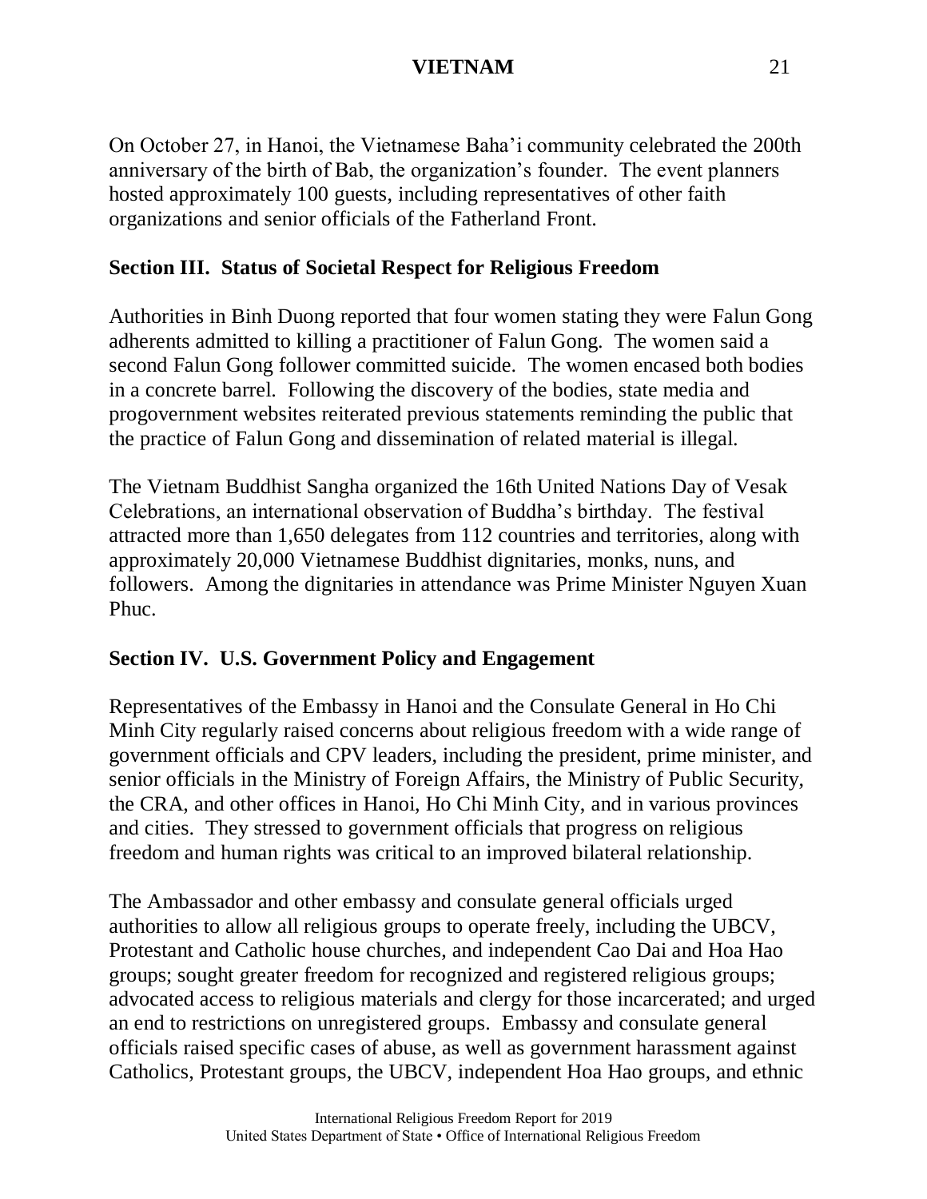On October 27, in Hanoi, the Vietnamese Baha'i community celebrated the 200th anniversary of the birth of Bab, the organization's founder. The event planners hosted approximately 100 guests, including representatives of other faith organizations and senior officials of the Fatherland Front.

## Section III. Status of Societal Respect for Religious Freedom

Authorities in Binh Duong reported that four women stating they were Falun Gong adherents admitted to killing a practitioner of Falun Gong. The women said a second Falun Gong follower committed suicide. The women encased both bodies in a concrete barrel. Following the discovery of the bodies, state media and progovernment websites reiterated previous statements reminding the public that the practice of Falun Gong and dissemination of related material is illegal.

The Vietnam Buddhist Sangha organized the 16th United Nations Day of Vesak Celebrations, an international observation of Buddha's birthday. The festival attracted more than 1,650 delegates from 112 countries and territories, along with approximately 20,000 Vietnamese Buddhist dignitaries, monks, nuns, and followers. Among the dignitaries in attendance was Prime Minister Nguyen Xuan Phuc.

## Section IV. U.S. Government Policy and Engagement

Representatives of the Embassy in Hanoi and the Consulate General in Ho Chi Minh City regularly raised concerns about religious freedom with a wide range of government officials and CPV leaders, including the president, prime minister, and senior officials in the Ministry of Foreign Affairs, the Ministry of Public Security, the CRA, and other offices in Hanoi, Ho Chi Minh City, and in various provinces and cities. They stressed to government officials that progress on religious freedom and human rights was critical to an improved bilateral relationship.

The Ambassador and other embassy and consulate general officials urged authorities to allow all religious groups to operate freely, including the UBCV, Protestant and Catholic house churches, and independent Cao Dai and Hoa Hao groups; sought greater freedom for recognized and registered religious groups; advocated access to religious materials and clergy for those incarcerated; and urged an end to restrictions on unregistered groups. Embassy and consulate general officials raised specific cases of abuse, as well as government harassment against Catholics, Protestant groups, the UBCV, independent Hoa Hao groups, and ethnic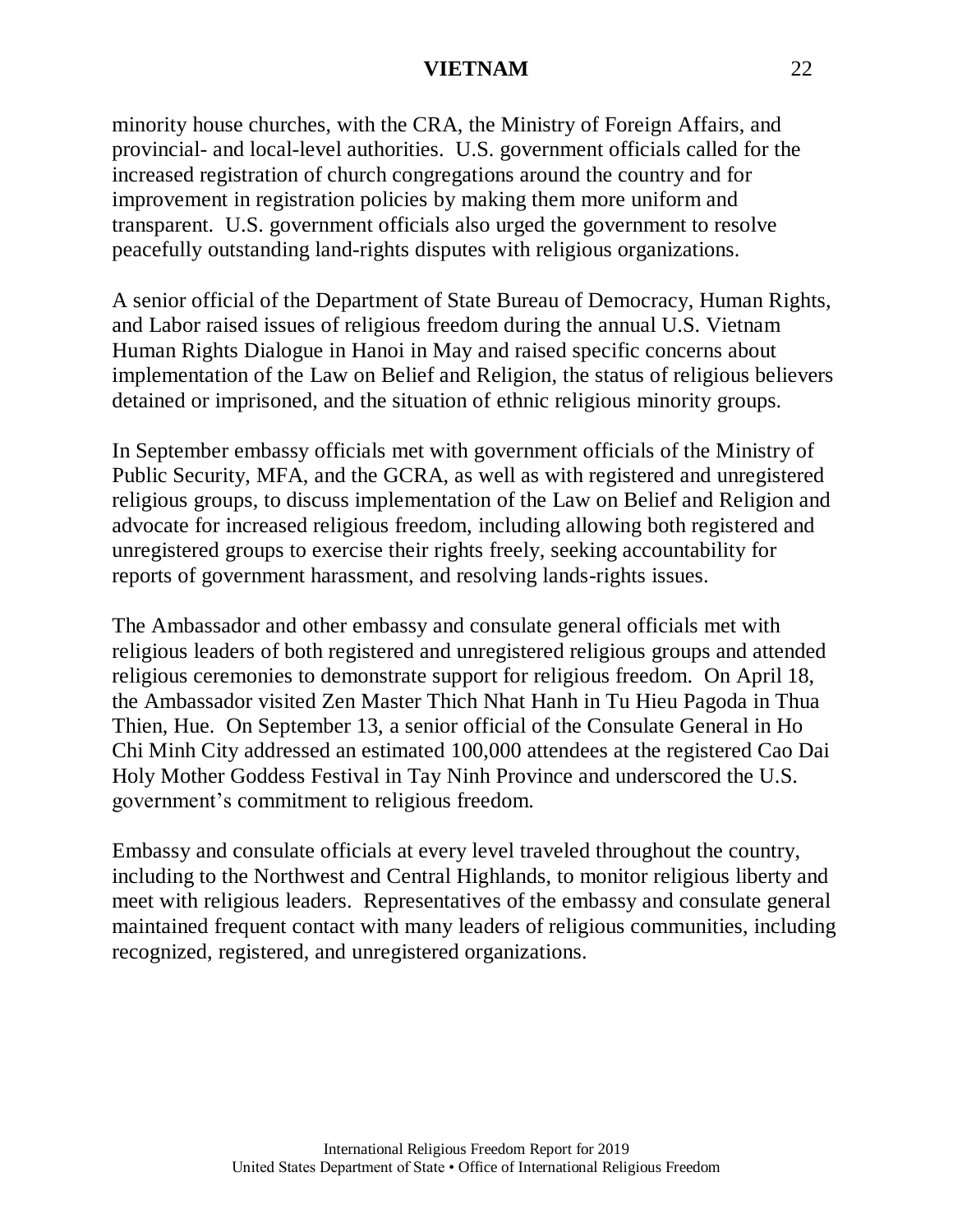minority house churches, with the CRA, the Ministry of Foreign Affairs, and provincial- and local-level authorities. U.S. government officials called for the increased registration of church congregations around the country and for improvement in registration policies by making them more uniform and transparent. U.S. government officials also urged the government to resolve peacefully outstanding land-rights disputes with religious organizations.

A senior official of the Department of State Bureau of Democracy, Human Rights, and Labor raised issues of religious freedom during the annual U.S. Vietnam Human Rights Dialogue in Hanoi in May and raised specific concerns about implementation of the Law on Belief and Religion, the status of religious believers detained or imprisoned, and the situation of ethnic religious minority groups.

In September embassy officials met with government officials of the Ministry of Public Security, MFA, and the GCRA, as well as with registered and unregistered religious groups, to discuss implementation of the Law on Belief and Religion and advocate for increased religious freedom, including allowing both registered and unregistered groups to exercise their rights freely, seeking accountability for reports of government harassment, and resolving lands-rights issues.

The Ambassador and other embassy and consulate general officials met with religious leaders of both registered and unregistered religious groups and attended religious ceremonies to demonstrate support for religious freedom. On April 18, the Ambassador visited Zen Master Thich Nhat Hanh in Tu Hieu Pagoda in Thua Thien, Hue. On September 13, a senior official of the Consulate General in Ho Chi Minh City addressed an estimated 100,000 attendees at the registered Cao Dai Holy Mother Goddess Festival in Tay Ninh Province and underscored the U.S. government's commitment to religious freedom.

Embassy and consulate officials at every level traveled throughout the country, including to the Northwest and Central Highlands, to monitor religious liberty and meet with religious leaders. Representatives of the embassy and consulate general maintained frequent contact with many leaders of religious communities, including recognized, registered, and unregistered organizations.